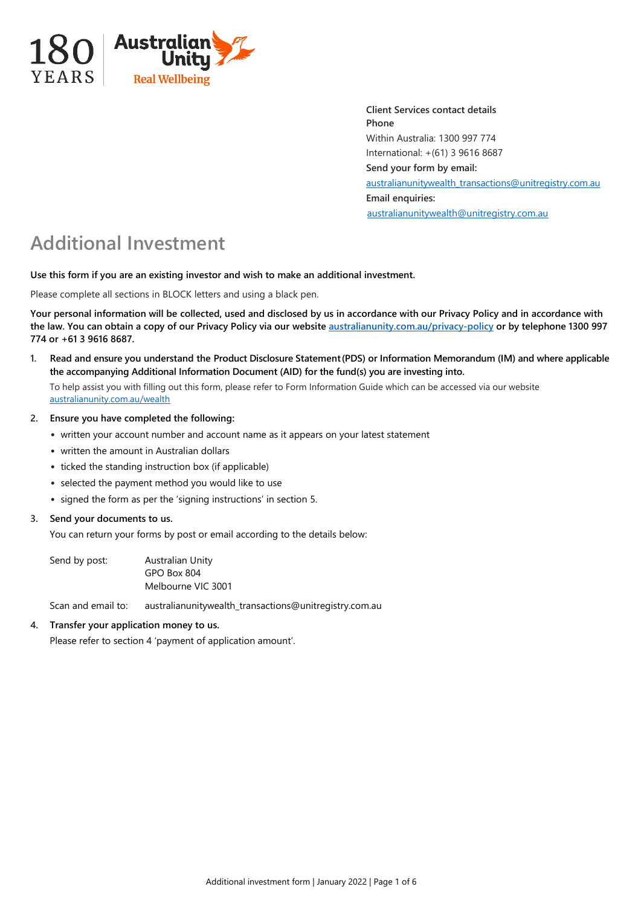Client Services contact details

**Phone**

Within Australia: 1300 997 774

International: +(61) 3 9616 8687

**Send your form by email:**

australianunitywealth_transactions@unitregistry.com.au

**Email enquiries:**

australianunitywealth@unitregistry.com.au

# Additional Investment

**Use this form if you are an existing investor and wish to make an additional investment.**

Please complete all sections in BLOCK letters and using a black pen.

**Your personal information will be collected, used and disclosed by us in accordance with our Privacy Policy and in accordance with the law. You can obtain a copy of our Privacy Policy via our website australianunity.com.au/privacy-policy or by telephone 1300 997 774 or +61 3 9616 8687.**

1. **Read and ensure you understand the Product Disclosure Statement (PDS) or Information Memorandum (IM) and where applicable the accompanying Additional Information Document (AID) for the fund(s) you are investing into.**

   To help assist you with filling out this form, please refer to Form Information Guide which can be accessed via our website australianunity.com.au/wealth

2. **Ensure you have completed the following:**
   - written your account number and account name as it appears on your latest statement
   - written the amount in Australian dollars
   - ticked the standing instruction box (if applicable)
   - selected the payment method you would like to use
   - signed the form as per the 'signing instructions' in section 5.

3. **Send your documents to us.**

   You can return your forms by post or email according to the details below:

   Send by post: Australian Unity
   GPO Box 804
   Melbourne VIC 3001

   Scan and email to: australianunitywealth_transactions@unitregistry.com.au

4. **Transfer your application money to us.**

   Please refer to section 4 'payment of application amount'.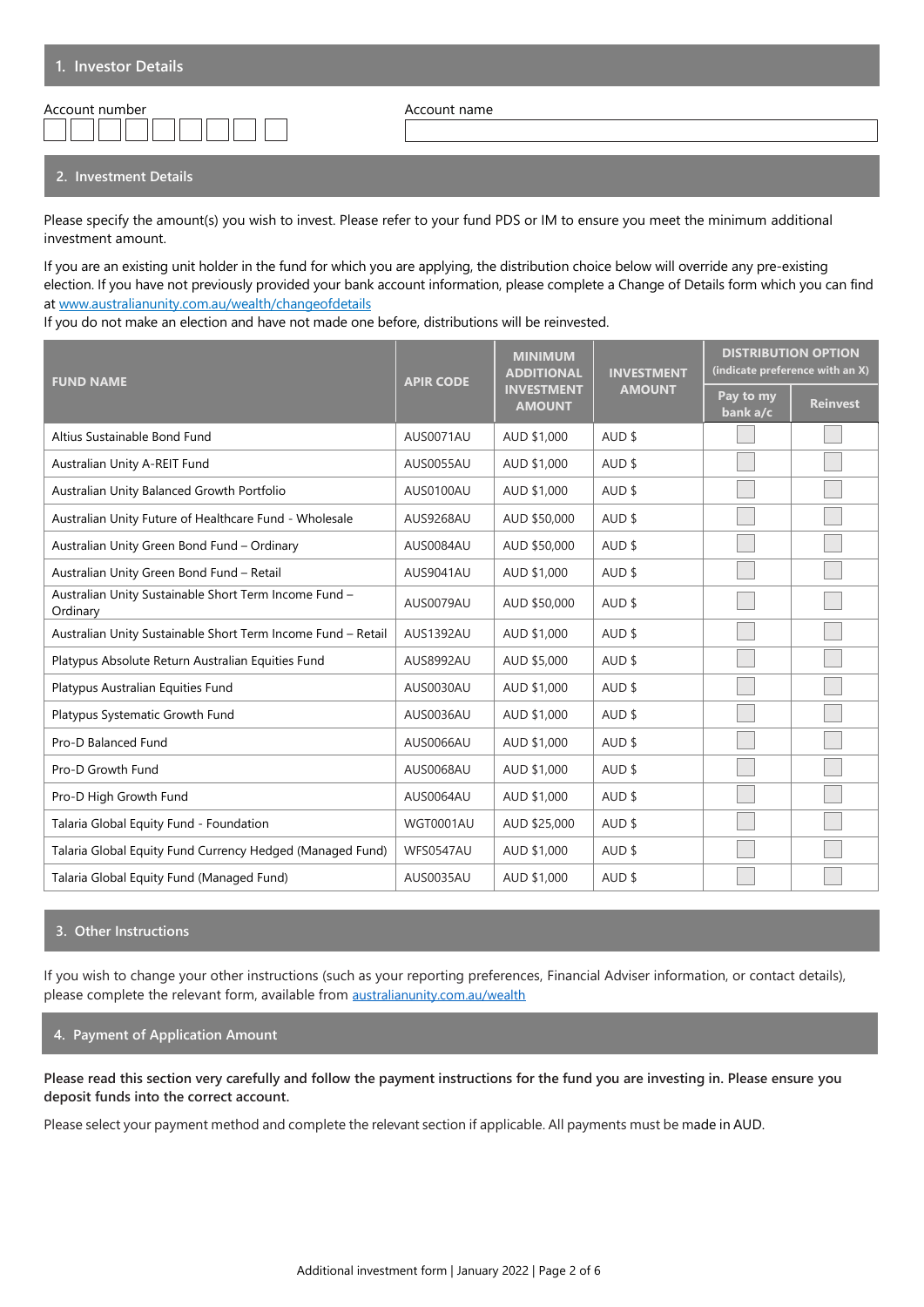## 1. Investor Details

| Account number | Account name |
|---|---|
| | |

## 2. Investment Details

Please specify the amount(s) you wish to invest. Please refer to your fund PDS or IM to ensure you meet the minimum additional investment amount.

If you are an existing unit holder in the fund for which you are applying, the distribution choice below will override any pre-existing election. If you have not previously provided your bank account information, please complete a Change of Details form which you can find at www.australianunity.com.au/wealth/changeofdetails

If you do not make an election and have not made one before, distributions will be reinvested.

| FUND NAME | APIR CODE | MINIMUM ADDITIONAL INVESTMENT AMOUNT | INVESTMENT AMOUNT | DISTRIBUTION OPTION (indicate preference with an X) | |
|---|---|---|---|---|---|
| | | | | Pay to my bank a/c | Reinvest |
| Altius Sustainable Bond Fund | AUS0071AU | AUD $1,000 | AUD $ | ☐ | ☐ |
| Australian Unity A-REIT Fund | AUS0055AU | AUD $1,000 | AUD $ | ☐ | ☐ |
| Australian Unity Balanced Growth Portfolio | AUS0100AU | AUD $1,000 | AUD $ | ☐ | ☐ |
| Australian Unity Future of Healthcare Fund - Wholesale | AUS9268AU | AUD $50,000 | AUD $ | ☐ | ☐ |
| Australian Unity Green Bond Fund – Ordinary | AUS0084AU | AUD $50,000 | AUD $ | ☐ | ☐ |
| Australian Unity Green Bond Fund – Retail | AUS9041AU | AUD $1,000 | AUD $ | ☐ | ☐ |
| Australian Unity Sustainable Short Term Income Fund – Ordinary | AUS0079AU | AUD $50,000 | AUD $ | ☐ | ☐ |
| Australian Unity Sustainable Short Term Income Fund – Retail | AUS1392AU | AUD $1,000 | AUD $ | ☐ | ☐ |
| Platypus Absolute Return Australian Equities Fund | AUS8992AU | AUD $5,000 | AUD $ | ☐ | ☐ |
| Platypus Australian Equities Fund | AUS0030AU | AUD $1,000 | AUD $ | ☐ | ☐ |
| Platypus Systematic Growth Fund | AUS0036AU | AUD $1,000 | AUD $ | ☐ | ☐ |
| Pro-D Balanced Fund | AUS0066AU | AUD $1,000 | AUD $ | ☐ | ☐ |
| Pro-D Growth Fund | AUS0068AU | AUD $1,000 | AUD $ | ☐ | ☐ |
| Pro-D High Growth Fund | AUS0064AU | AUD $1,000 | AUD $ | ☐ | ☐ |
| Talaria Global Equity Fund - Foundation | WGT0001AU | AUD $25,000 | AUD $ | ☐ | ☐ |
| Talaria Global Equity Fund Currency Hedged (Managed Fund) | WFS0547AU | AUD $1,000 | AUD $ | ☐ | ☐ |
| Talaria Global Equity Fund (Managed Fund) | AUS0035AU | AUD $1,000 | AUD $ | ☐ | ☐ |

## 3. Other Instructions

If you wish to change your other instructions (such as your reporting preferences, Financial Adviser information, or contact details), please complete the relevant form, available from australianunity.com.au/wealth

## 4. Payment of Application Amount

**Please read this section very carefully and follow the payment instructions for the fund you are investing in. Please ensure you deposit funds into the correct account.**

Please select your payment method and complete the relevant section if applicable. All payments must be made in AUD.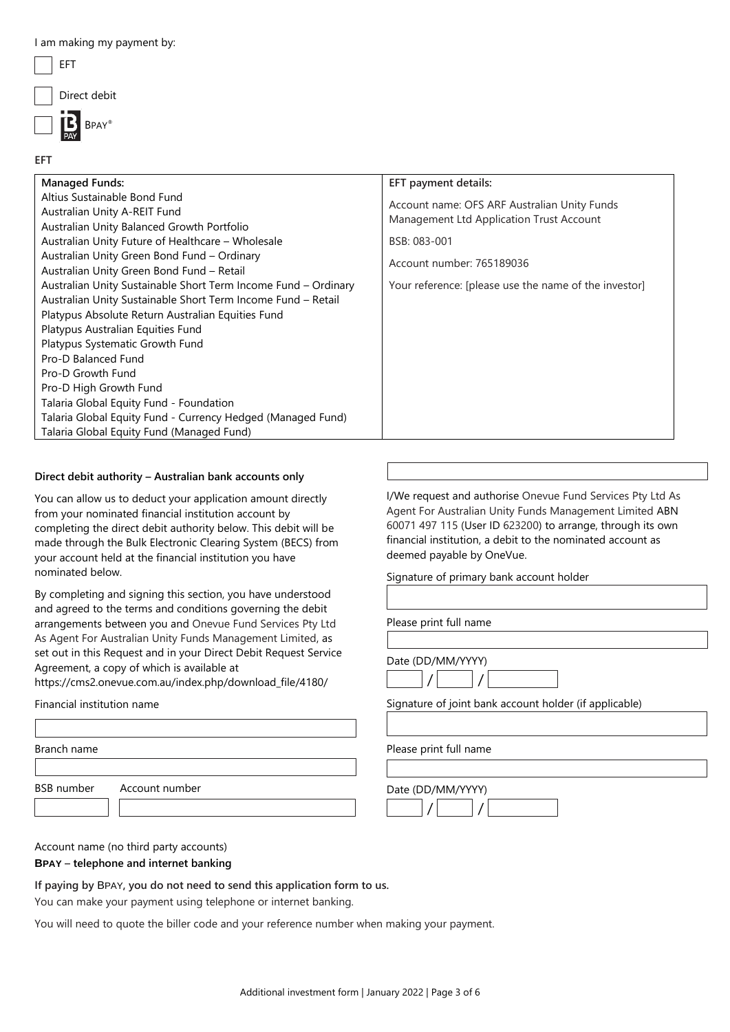I am making my payment by:

☐ EFT

☐ Direct debit

☐ BPAY®

**EFT**

| **Managed Funds:** | **EFT payment details:** |
|---|---|
| Altius Sustainable Bond Fund<br>Australian Unity A-REIT Fund<br>Australian Unity Balanced Growth Portfolio<br>Australian Unity Future of Healthcare – Wholesale<br>Australian Unity Green Bond Fund – Ordinary<br>Australian Unity Green Bond Fund – Retail<br>Australian Unity Sustainable Short Term Income Fund – Ordinary<br>Australian Unity Sustainable Short Term Income Fund – Retail<br>Platypus Absolute Return Australian Equities Fund<br>Platypus Australian Equities Fund<br>Platypus Systematic Growth Fund<br>Pro-D Balanced Fund<br>Pro-D Growth Fund<br>Pro-D High Growth Fund<br>Talaria Global Equity Fund - Foundation<br>Talaria Global Equity Fund - Currency Hedged (Managed Fund)<br>Talaria Global Equity Fund (Managed Fund) | Account name: OFS ARF Australian Unity Funds Management Ltd Application Trust Account<br>BSB: 083-001<br>Account number: 765189036<br>Your reference: [please use the name of the investor] |

**Direct debit authority – Australian bank accounts only**

You can allow us to deduct your application amount directly from your nominated financial institution account by completing the direct debit authority below. This debit will be made through the Bulk Electronic Clearing System (BECS) from your account held at the financial institution you have nominated below.

By completing and signing this section, you have understood and agreed to the terms and conditions governing the debit arrangements between you and Onevue Fund Services Pty Ltd As Agent For Australian Unity Funds Management Limited, as set out in this Request and in your Direct Debit Request Service Agreement, a copy of which is available at https://cms2.onevue.com.au/index.php/download_file/4180/

Financial institution name

Branch name

BSB number | Account number

Account name (no third party accounts)

I/We request and authorise Onevue Fund Services Pty Ltd As Agent For Australian Unity Funds Management Limited ABN 60071 497 115 (User ID 623200) to arrange, through its own financial institution, a debit to the nominated account as deemed payable by OneVue.

Signature of primary bank account holder

Please print full name

Date (DD/MM/YYYY) ___ / ___ / ______

Signature of joint bank account holder (if applicable)

Please print full name

Date (DD/MM/YYYY) ___ / ___ / ______

**BPAY – telephone and internet banking**

**If paying by BPAY, you do not need to send this application form to us.**

You can make your payment using telephone or internet banking.

You will need to quote the biller code and your reference number when making your payment.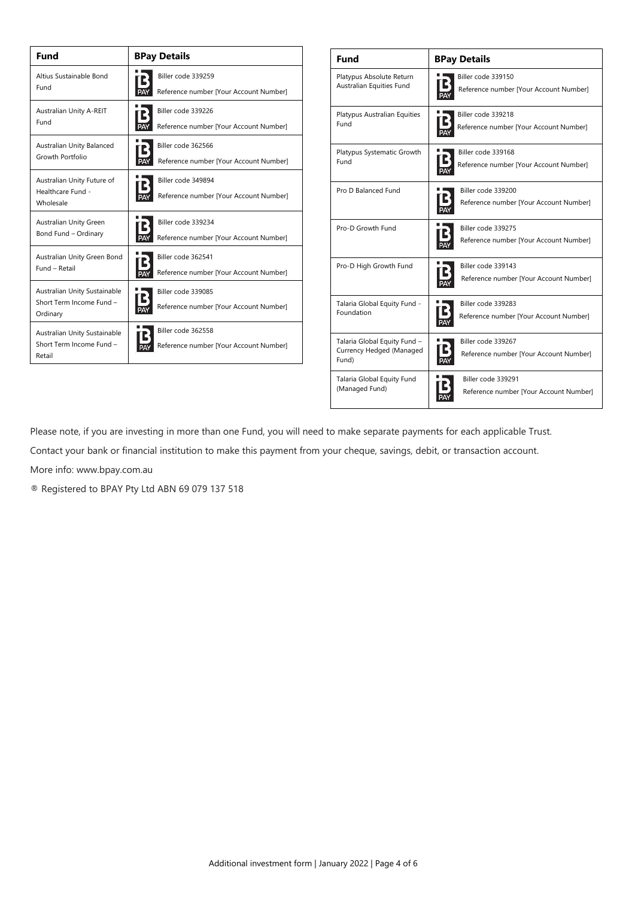| Fund | BPay Details |
| --- | --- |
| Altius Sustainable Bond Fund | Biller code 339259<br>Reference number [Your Account Number] |
| Australian Unity A-REIT Fund | Biller code 339226<br>Reference number [Your Account Number] |
| Australian Unity Balanced Growth Portfolio | Biller code 362566<br>Reference number [Your Account Number] |
| Australian Unity Future of Healthcare Fund - Wholesale | Biller code 349894<br>Reference number [Your Account Number] |
| Australian Unity Green Bond Fund – Ordinary | Biller code 339234<br>Reference number [Your Account Number] |
| Australian Unity Green Bond Fund – Retail | Biller code 362541<br>Reference number [Your Account Number] |
| Australian Unity Sustainable Short Term Income Fund – Ordinary | Biller code 339085<br>Reference number [Your Account Number] |
| Australian Unity Sustainable Short Term Income Fund – Retail | Biller code 362558<br>Reference number [Your Account Number] |

| Fund | BPay Details |
| --- | --- |
| Platypus Absolute Return Australian Equities Fund | Biller code 339150<br>Reference number [Your Account Number] |
| Platypus Australian Equities Fund | Biller code 339218<br>Reference number [Your Account Number] |
| Platypus Systematic Growth Fund | Biller code 339168<br>Reference number [Your Account Number] |
| Pro D Balanced Fund | Biller code 339200<br>Reference number [Your Account Number] |
| Pro-D Growth Fund | Biller code 339275<br>Reference number [Your Account Number] |
| Pro-D High Growth Fund | Biller code 339143<br>Reference number [Your Account Number] |
| Talaria Global Equity Fund - Foundation | Biller code 339283<br>Reference number [Your Account Number] |
| Talaria Global Equity Fund – Currency Hedged (Managed Fund) | Biller code 339267<br>Reference number [Your Account Number] |
| Talaria Global Equity Fund (Managed Fund) | Biller code 339291<br>Reference number [Your Account Number] |

Please note, if you are investing in more than one Fund, you will need to make separate payments for each applicable Trust.

Contact your bank or financial institution to make this payment from your cheque, savings, debit, or transaction account.

More info: www.bpay.com.au

® Registered to BPAY Pty Ltd ABN 69 079 137 518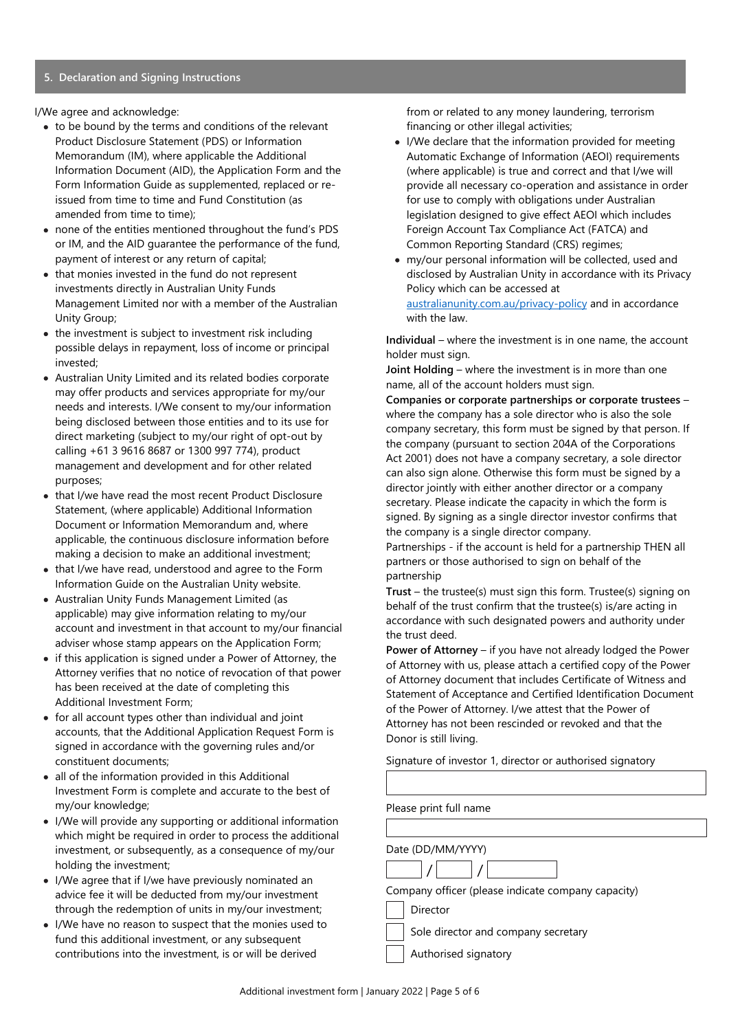## 5. Declaration and Signing Instructions

I/We agree and acknowledge:

- to be bound by the terms and conditions of the relevant Product Disclosure Statement (PDS) or Information Memorandum (IM), where applicable the Additional Information Document (AID), the Application Form and the Form Information Guide as supplemented, replaced or re-issued from time to time and Fund Constitution (as amended from time to time);
- none of the entities mentioned throughout the fund's PDS or IM, and the AID guarantee the performance of the fund, payment of interest or any return of capital;
- that monies invested in the fund do not represent investments directly in Australian Unity Funds Management Limited nor with a member of the Australian Unity Group;
- the investment is subject to investment risk including possible delays in repayment, loss of income or principal invested;
- Australian Unity Limited and its related bodies corporate may offer products and services appropriate for my/our needs and interests. I/We consent to my/our information being disclosed between those entities and to its use for direct marketing (subject to my/our right of opt-out by calling +61 3 9616 8687 or 1300 997 774), product management and development and for other related purposes;
- that I/we have read the most recent Product Disclosure Statement, (where applicable) Additional Information Document or Information Memorandum and, where applicable, the continuous disclosure information before making a decision to make an additional investment;
- that I/we have read, understood and agree to the Form Information Guide on the Australian Unity website.
- Australian Unity Funds Management Limited (as applicable) may give information relating to my/our account and investment in that account to my/our financial adviser whose stamp appears on the Application Form;
- if this application is signed under a Power of Attorney, the Attorney verifies that no notice of revocation of that power has been received at the date of completing this Additional Investment Form;
- for all account types other than individual and joint accounts, that the Additional Application Request Form is signed in accordance with the governing rules and/or constituent documents;
- all of the information provided in this Additional Investment Form is complete and accurate to the best of my/our knowledge;
- I/We will provide any supporting or additional information which might be required in order to process the additional investment, or subsequently, as a consequence of my/our holding the investment;
- I/We agree that if I/we have previously nominated an advice fee it will be deducted from my/our investment through the redemption of units in my/our investment;
- I/We have no reason to suspect that the monies used to fund this additional investment, or any subsequent contributions into the investment, is or will be derived from or related to any money laundering, terrorism financing or other illegal activities;
- I/We declare that the information provided for meeting Automatic Exchange of Information (AEOI) requirements (where applicable) is true and correct and that I/we will provide all necessary co-operation and assistance in order for use to comply with obligations under Australian legislation designed to give effect AEOI which includes Foreign Account Tax Compliance Act (FATCA) and Common Reporting Standard (CRS) regimes;
- my/our personal information will be collected, used and disclosed by Australian Unity in accordance with its Privacy Policy which can be accessed at australianunity.com.au/privacy-policy and in accordance with the law.

**Individual** – where the investment is in one name, the account holder must sign.

**Joint Holding** – where the investment is in more than one name, all of the account holders must sign.

**Companies or corporate partnerships or corporate trustees** – where the company has a sole director who is also the sole company secretary, this form must be signed by that person. If the company (pursuant to section 204A of the Corporations Act 2001) does not have a company secretary, a sole director can also sign alone. Otherwise this form must be signed by a director jointly with either another director or a company secretary. Please indicate the capacity in which the form is signed. By signing as a single director investor confirms that the company is a single director company.

Partnerships - if the account is held for a partnership THEN all partners or those authorised to sign on behalf of the partnership

**Trust** – the trustee(s) must sign this form. Trustee(s) signing on behalf of the trust confirm that the trustee(s) is/are acting in accordance with such designated powers and authority under the trust deed.

**Power of Attorney** – if you have not already lodged the Power of Attorney with us, please attach a certified copy of the Power of Attorney document that includes Certificate of Witness and Statement of Acceptance and Certified Identification Document of the Power of Attorney. I/we attest that the Power of Attorney has not been rescinded or revoked and that the Donor is still living.

Signature of investor 1, director or authorised signatory

\_\_\_\_\_\_\_\_\_\_\_\_\_\_\_\_\_\_\_\_

Please print full name

\_\_\_\_\_\_\_\_\_\_\_\_\_\_\_\_\_\_\_\_

Date (DD/MM/YYYY)

\_\_\_\_ / \_\_\_\_ / \_\_\_\_\_\_\_\_

Company officer (please indicate company capacity)

- ☐ Director
- ☐ Sole director and company secretary
- ☐ Authorised signatory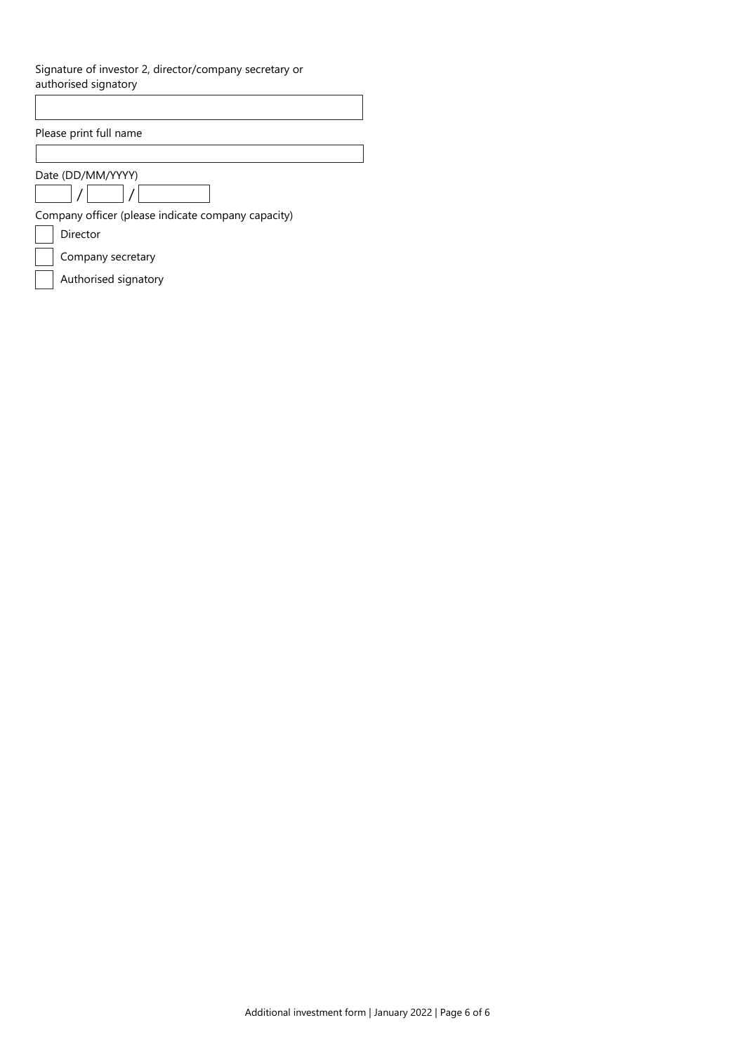Signature of investor 2, director/company secretary or authorised signatory

Please print full name

Date (DD/MM/YYYY)

/ /

Company officer (please indicate company capacity)

- [ ] Director
- [ ] Company secretary
- [ ] Authorised signatory